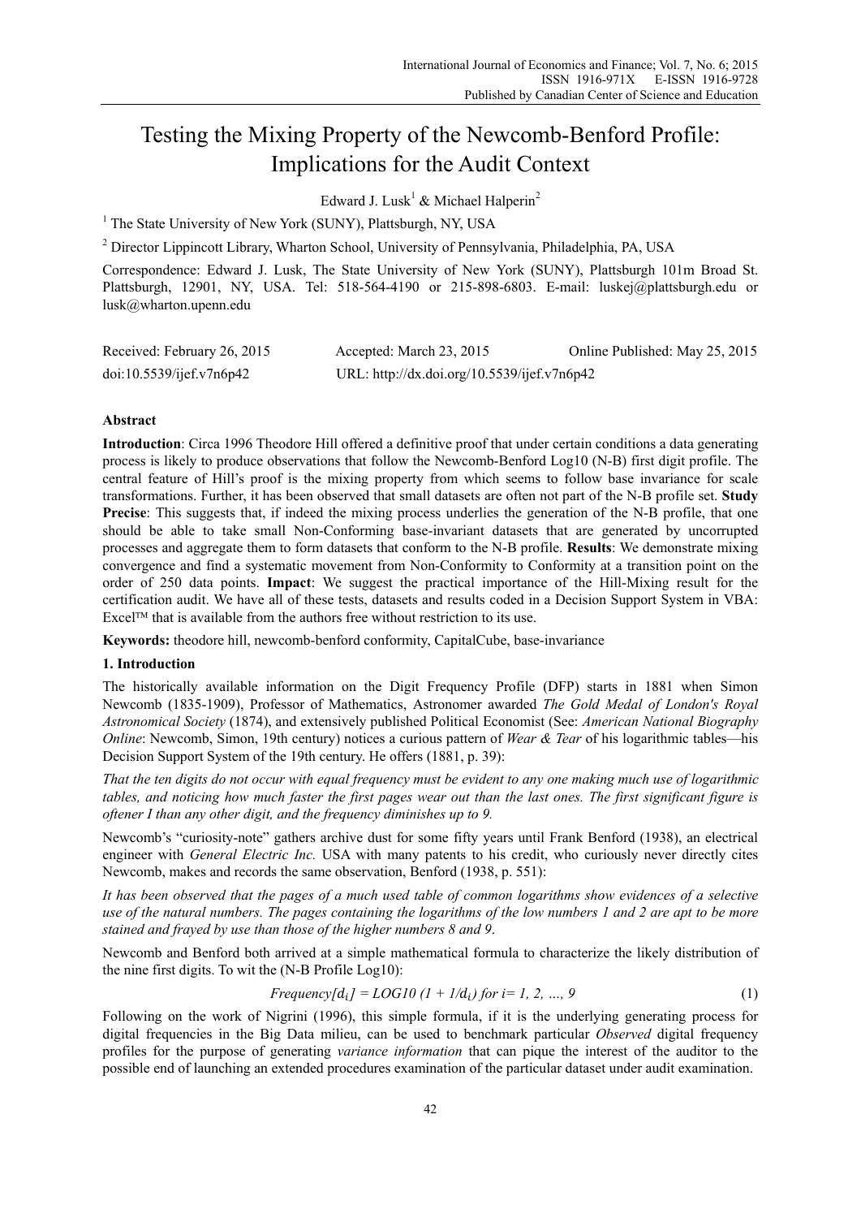# Testing the Mixing Property of the Newcomb-Benford Profile: Implications for the Audit Context

Edward J. Lusk[1] & Michael Halperin[2]

[1] The State University of New York (SUNY), Plattsburgh, NY, USA

[2] Director Lippincott Library, Wharton School, University of Pennsylvania, Philadelphia, PA, USA

Correspondence: Edward J. Lusk, The State University of New York (SUNY), Plattsburgh 101m Broad St. Plattsburgh, 12901, NY, USA. Tel: 518-564-4190 or 215-898-6803. E-mail: luskej@plattsburgh.edu or lusk@wharton.upenn.edu

Received: February 26, 2015    Accepted: March 23, 2015    Online Published: May 25, 2015

doi:10.5539/ijef.v7n6p42    URL: http://dx.doi.org/10.5539/ijef.v7n6p42

## Abstract

**Introduction**: Circa 1996 Theodore Hill offered a definitive proof that under certain conditions a data generating process is likely to produce observations that follow the Newcomb-Benford Log10 (N-B) first digit profile. The central feature of Hill's proof is the mixing property from which seems to follow base invariance for scale transformations. Further, it has been observed that small datasets are often not part of the N-B profile set. **Study Precise**: This suggests that, if indeed the mixing process underlies the generation of the N-B profile, that one should be able to take small Non-Conforming base-invariant datasets that are generated by uncorrupted processes and aggregate them to form datasets that conform to the N-B profile. **Results**: We demonstrate mixing convergence and find a systematic movement from Non-Conformity to Conformity at a transition point on the order of 250 data points. **Impact**: We suggest the practical importance of the Hill-Mixing result for the certification audit. We have all of these tests, datasets and results coded in a Decision Support System in VBA: Excel™ that is available from the authors free without restriction to its use.

**Keywords:** theodore hill, newcomb-benford conformity, CapitalCube, base-invariance

## 1. Introduction

The historically available information on the Digit Frequency Profile (DFP) starts in 1881 when Simon Newcomb (1835-1909), Professor of Mathematics, Astronomer awarded *The Gold Medal of London's Royal Astronomical Society* (1874), and extensively published Political Economist (See: *American National Biography Online*: Newcomb, Simon, 19th century) notices a curious pattern of *Wear & Tear* of his logarithmic tables—his Decision Support System of the 19th century. He offers (1881, p. 39):

*That the ten digits do not occur with equal frequency must be evident to any one making much use of logarithmic tables, and noticing how much faster the first pages wear out than the last ones. The first significant figure is oftener I than any other digit, and the frequency diminishes up to 9.*

Newcomb's "curiosity-note" gathers archive dust for some fifty years until Frank Benford (1938), an electrical engineer with *General Electric Inc.* USA with many patents to his credit, who curiously never directly cites Newcomb, makes and records the same observation, Benford (1938, p. 551):

*It has been observed that the pages of a much used table of common logarithms show evidences of a selective use of the natural numbers. The pages containing the logarithms of the low numbers 1 and 2 are apt to be more stained and frayed by use than those of the higher numbers 8 and 9.*

Newcomb and Benford both arrived at a simple mathematical formula to characterize the likely distribution of the nine first digits. To wit the (N-B Profile Log10):

$$Frequency[d_i] = LOG10\ (1 + 1/d_i)\ for\ i = 1, 2, \ldots, 9 \tag{1}$$

Following on the work of Nigrini (1996), this simple formula, if it is the underlying generating process for digital frequencies in the Big Data milieu, can be used to benchmark particular *Observed* digital frequency profiles for the purpose of generating *variance information* that can pique the interest of the auditor to the possible end of launching an extended procedures examination of the particular dataset under audit examination.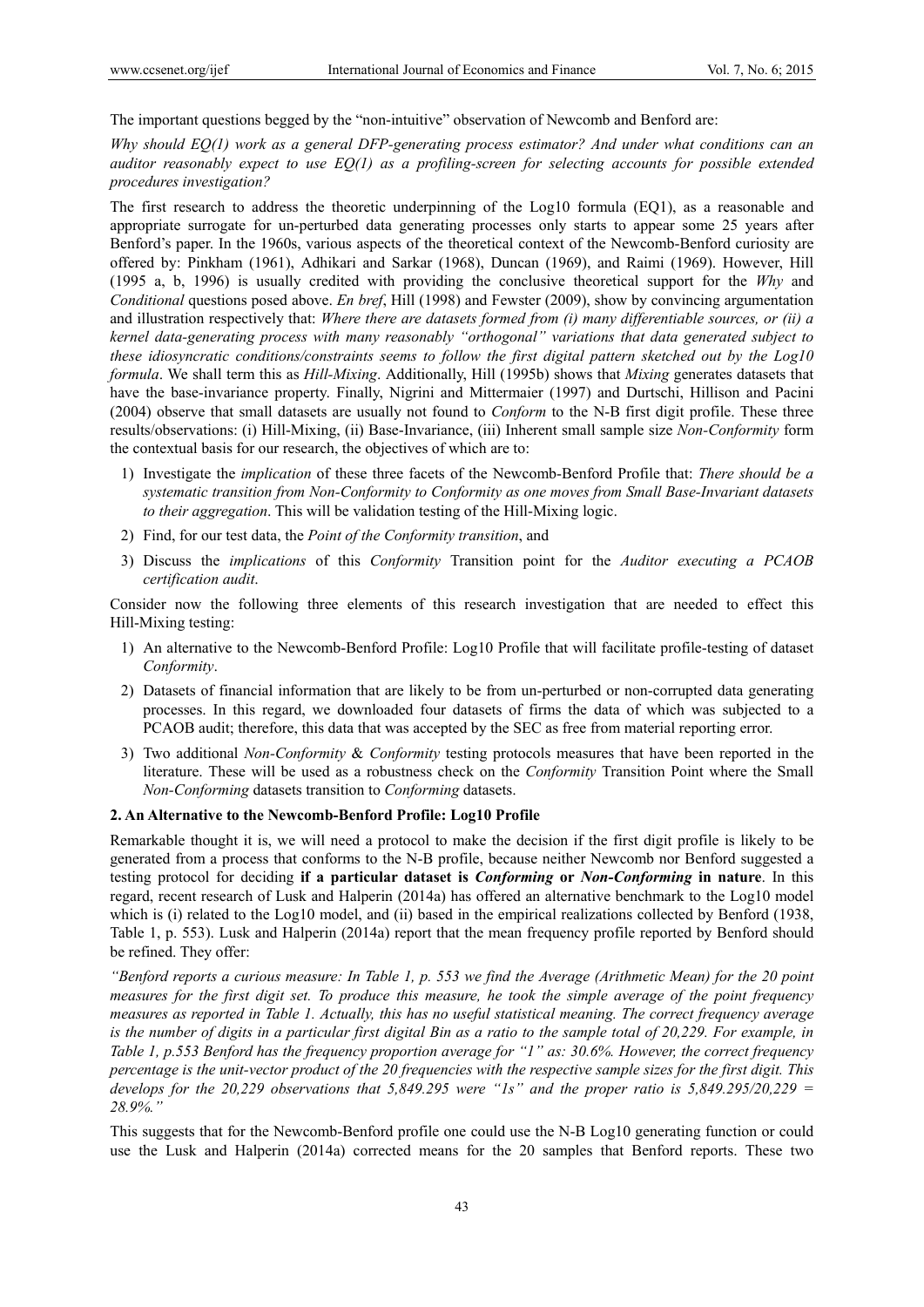The important questions begged by the "non-intuitive" observation of Newcomb and Benford are:

*Why should EQ(1) work as a general DFP-generating process estimator? And under what conditions can an auditor reasonably expect to use EQ(1) as a profiling-screen for selecting accounts for possible extended procedures investigation?*

The first research to address the theoretic underpinning of the Log10 formula (EQ1), as a reasonable and appropriate surrogate for un-perturbed data generating processes only starts to appear some 25 years after Benford's paper. In the 1960s, various aspects of the theoretical context of the Newcomb-Benford curiosity are offered by: Pinkham (1961), Adhikari and Sarkar (1968), Duncan (1969), and Raimi (1969). However, Hill (1995 a, b, 1996) is usually credited with providing the conclusive theoretical support for the *Why* and *Conditional* questions posed above. *En bref*, Hill (1998) and Fewster (2009), show by convincing argumentation and illustration respectively that: *Where there are datasets formed from (i) many differentiable sources, or (ii) a kernel data-generating process with many reasonably "orthogonal" variations that data generated subject to these idiosyncratic conditions/constraints seems to follow the first digital pattern sketched out by the Log10 formula*. We shall term this as *Hill-Mixing*. Additionally, Hill (1995b) shows that *Mixing* generates datasets that have the base-invariance property. Finally, Nigrini and Mittermaier (1997) and Durtschi, Hillison and Pacini (2004) observe that small datasets are usually not found to *Conform* to the N-B first digit profile. These three results/observations: (i) Hill-Mixing, (ii) Base-Invariance, (iii) Inherent small sample size *Non-Conformity* form the contextual basis for our research, the objectives of which are to:

1) Investigate the *implication* of these three facets of the Newcomb-Benford Profile that: *There should be a systematic transition from Non-Conformity to Conformity as one moves from Small Base-Invariant datasets to their aggregation*. This will be validation testing of the Hill-Mixing logic.
2) Find, for our test data, the *Point of the Conformity transition*, and
3) Discuss the *implications* of this *Conformity* Transition point for the *Auditor executing a PCAOB certification audit*.

Consider now the following three elements of this research investigation that are needed to effect this Hill-Mixing testing:

1) An alternative to the Newcomb-Benford Profile: Log10 Profile that will facilitate profile-testing of dataset *Conformity*.
2) Datasets of financial information that are likely to be from un-perturbed or non-corrupted data generating processes. In this regard, we downloaded four datasets of firms the data of which was subjected to a PCAOB audit; therefore, this data that was accepted by the SEC as free from material reporting error.
3) Two additional *Non-Conformity* & *Conformity* testing protocols measures that have been reported in the literature. These will be used as a robustness check on the *Conformity* Transition Point where the Small *Non-Conforming* datasets transition to *Conforming* datasets.

## 2. An Alternative to the Newcomb-Benford Profile: Log10 Profile

Remarkable thought it is, we will need a protocol to make the decision if the first digit profile is likely to be generated from a process that conforms to the N-B profile, because neither Newcomb nor Benford suggested a testing protocol for deciding **if a particular dataset is *Conforming* or *Non-Conforming* in nature**. In this regard, recent research of Lusk and Halperin (2014a) has offered an alternative benchmark to the Log10 model which is (i) related to the Log10 model, and (ii) based in the empirical realizations collected by Benford (1938, Table 1, p. 553). Lusk and Halperin (2014a) report that the mean frequency profile reported by Benford should be refined. They offer:

*"Benford reports a curious measure: In Table 1, p. 553 we find the Average (Arithmetic Mean) for the 20 point measures for the first digit set. To produce this measure, he took the simple average of the point frequency measures as reported in Table 1. Actually, this has no useful statistical meaning. The correct frequency average is the number of digits in a particular first digital Bin as a ratio to the sample total of 20,229. For example, in Table 1, p.553 Benford has the frequency proportion average for "1" as: 30.6%. However, the correct frequency percentage is the unit-vector product of the 20 frequencies with the respective sample sizes for the first digit. This develops for the 20,229 observations that 5,849.295 were "1s" and the proper ratio is 5,849.295/20,229 = 28.9%."*

This suggests that for the Newcomb-Benford profile one could use the N-B Log10 generating function or could use the Lusk and Halperin (2014a) corrected means for the 20 samples that Benford reports. These two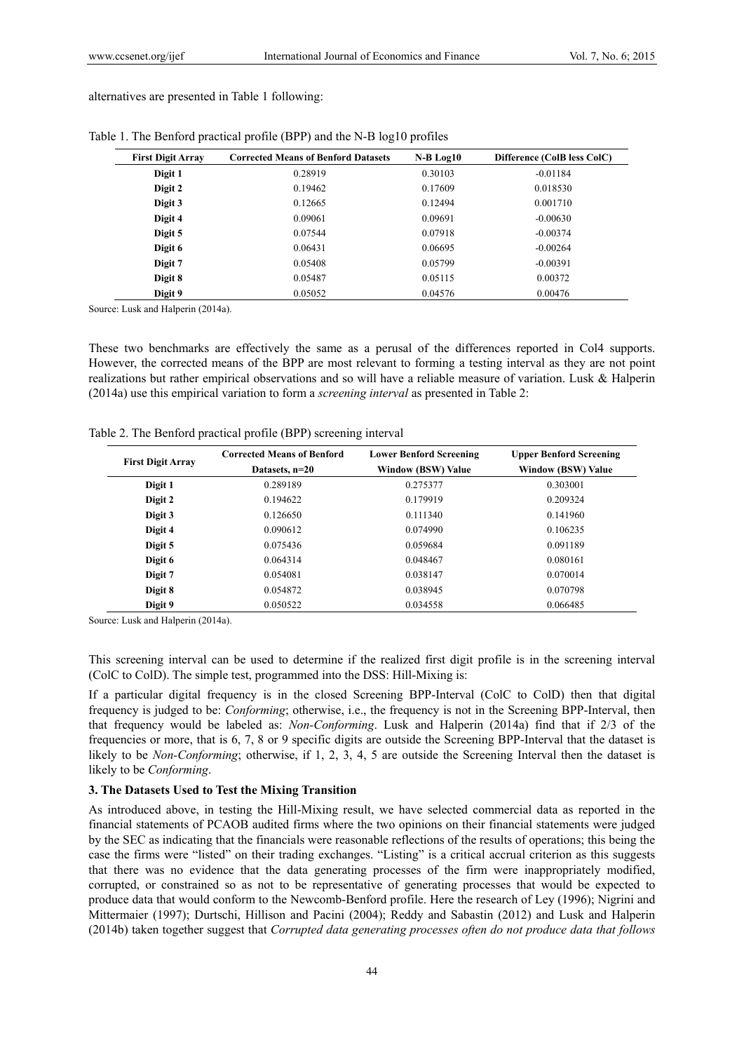alternatives are presented in Table 1 following:

Table 1. The Benford practical profile (BPP) and the N-B log10 profiles

| First Digit Array | Corrected Means of Benford Datasets | N-B Log10 | Difference (ColB less ColC) |
|---|---|---|---|
| Digit 1 | 0.28919 | 0.30103 | -0.01184 |
| Digit 2 | 0.19462 | 0.17609 | 0.018530 |
| Digit 3 | 0.12665 | 0.12494 | 0.001710 |
| Digit 4 | 0.09061 | 0.09691 | -0.00630 |
| Digit 5 | 0.07544 | 0.07918 | -0.00374 |
| Digit 6 | 0.06431 | 0.06695 | -0.00264 |
| Digit 7 | 0.05408 | 0.05799 | -0.00391 |
| Digit 8 | 0.05487 | 0.05115 | 0.00372 |
| Digit 9 | 0.05052 | 0.04576 | 0.00476 |

Source: Lusk and Halperin (2014a).

These two benchmarks are effectively the same as a perusal of the differences reported in Col4 supports. However, the corrected means of the BPP are most relevant to forming a testing interval as they are not point realizations but rather empirical observations and so will have a reliable measure of variation. Lusk & Halperin (2014a) use this empirical variation to form a *screening interval* as presented in Table 2:

Table 2. The Benford practical profile (BPP) screening interval

| First Digit Array | Corrected Means of Benford Datasets, n=20 | Lower Benford Screening Window (BSW) Value | Upper Benford Screening Window (BSW) Value |
|---|---|---|---|
| Digit 1 | 0.289189 | 0.275377 | 0.303001 |
| Digit 2 | 0.194622 | 0.179919 | 0.209324 |
| Digit 3 | 0.126650 | 0.111340 | 0.141960 |
| Digit 4 | 0.090612 | 0.074990 | 0.106235 |
| Digit 5 | 0.075436 | 0.059684 | 0.091189 |
| Digit 6 | 0.064314 | 0.048467 | 0.080161 |
| Digit 7 | 0.054081 | 0.038147 | 0.070014 |
| Digit 8 | 0.054872 | 0.038945 | 0.070798 |
| Digit 9 | 0.050522 | 0.034558 | 0.066485 |

Source: Lusk and Halperin (2014a).

This screening interval can be used to determine if the realized first digit profile is in the screening interval (ColC to ColD). The simple test, programmed into the DSS: Hill-Mixing is:

If a particular digital frequency is in the closed Screening BPP-Interval (ColC to ColD) then that digital frequency is judged to be: *Conforming*; otherwise, i.e., the frequency is not in the Screening BPP-Interval, then that frequency would be labeled as: *Non-Conforming*. Lusk and Halperin (2014a) find that if 2/3 of the frequencies or more, that is 6, 7, 8 or 9 specific digits are outside the Screening BPP-Interval that the dataset is likely to be *Non-Conforming*; otherwise, if 1, 2, 3, 4, 5 are outside the Screening Interval then the dataset is likely to be *Conforming*.

## 3. The Datasets Used to Test the Mixing Transition

As introduced above, in testing the Hill-Mixing result, we have selected commercial data as reported in the financial statements of PCAOB audited firms where the two opinions on their financial statements were judged by the SEC as indicating that the financials were reasonable reflections of the results of operations; this being the case the firms were "listed" on their trading exchanges. "Listing" is a critical accrual criterion as this suggests that there was no evidence that the data generating processes of the firm were inappropriately modified, corrupted, or constrained so as not to be representative of generating processes that would be expected to produce data that would conform to the Newcomb-Benford profile. Here the research of Ley (1996); Nigrini and Mittermaier (1997); Durtschi, Hillison and Pacini (2004); Reddy and Sabastin (2012) and Lusk and Halperin (2014b) taken together suggest that *Corrupted data generating processes often do not produce data that follows*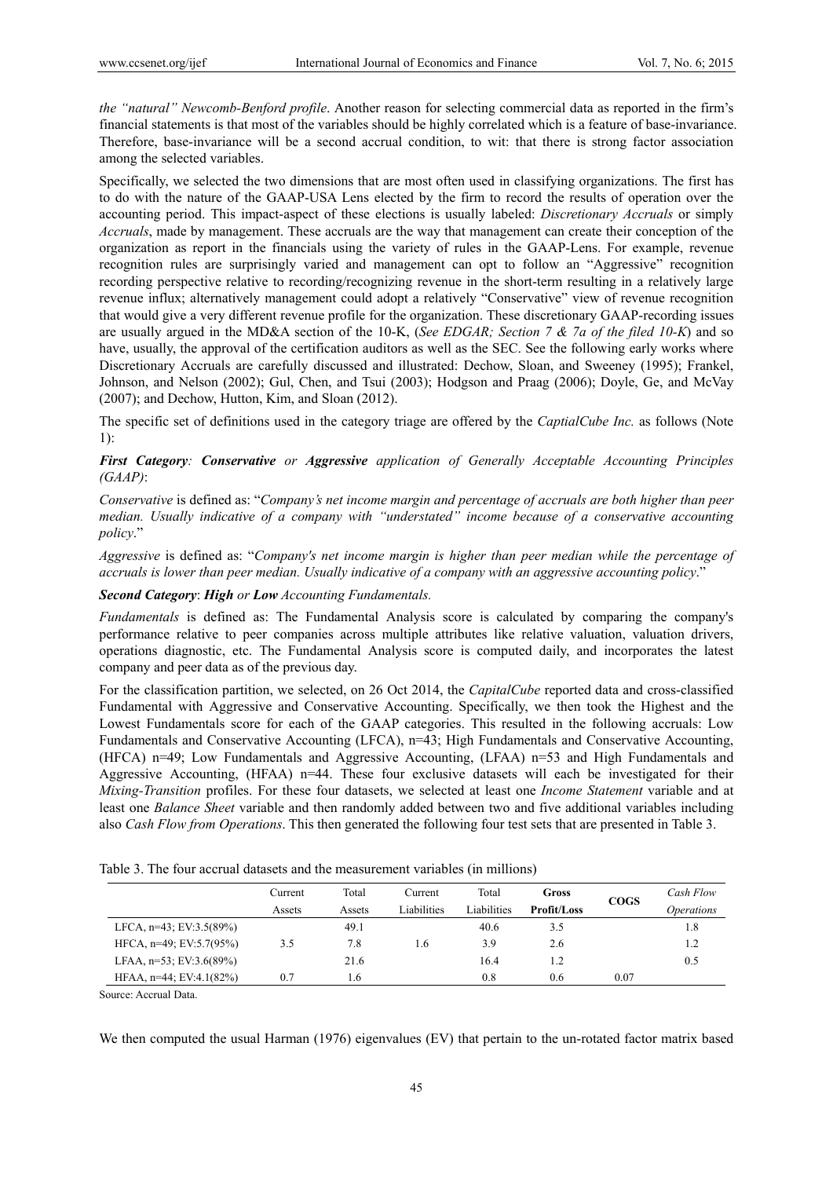*the "natural" Newcomb-Benford profile*. Another reason for selecting commercial data as reported in the firm's financial statements is that most of the variables should be highly correlated which is a feature of base-invariance. Therefore, base-invariance will be a second accrual condition, to wit: that there is strong factor association among the selected variables.

Specifically, we selected the two dimensions that are most often used in classifying organizations. The first has to do with the nature of the GAAP-USA Lens elected by the firm to record the results of operation over the accounting period. This impact-aspect of these elections is usually labeled: *Discretionary Accruals* or simply *Accruals*, made by management. These accruals are the way that management can create their conception of the organization as report in the financials using the variety of rules in the GAAP-Lens. For example, revenue recognition rules are surprisingly varied and management can opt to follow an "Aggressive" recognition recording perspective relative to recording/recognizing revenue in the short-term resulting in a relatively large revenue influx; alternatively management could adopt a relatively "Conservative" view of revenue recognition that would give a very different revenue profile for the organization. These discretionary GAAP-recording issues are usually argued in the MD&A section of the 10-K, (*See EDGAR; Section 7 & 7a of the filed 10-K*) and so have, usually, the approval of the certification auditors as well as the SEC. See the following early works where Discretionary Accruals are carefully discussed and illustrated: Dechow, Sloan, and Sweeney (1995); Frankel, Johnson, and Nelson (2002); Gul, Chen, and Tsui (2003); Hodgson and Praag (2006); Doyle, Ge, and McVay (2007); and Dechow, Hutton, Kim, and Sloan (2012).

The specific set of definitions used in the category triage are offered by the *CaptialCube Inc.* as follows (Note 1):

***First Category**: **Conservative** or **Aggressive** application of Generally Acceptable Accounting Principles (GAAP)*:

*Conservative* is defined as: "*Company's net income margin and percentage of accruals are both higher than peer median. Usually indicative of a company with "understated" income because of a conservative accounting policy*."

*Aggressive* is defined as: "*Company's net income margin is higher than peer median while the percentage of accruals is lower than peer median. Usually indicative of a company with an aggressive accounting policy*."

***Second Category**: **High** or **Low** Accounting Fundamentals.*

*Fundamentals* is defined as: The Fundamental Analysis score is calculated by comparing the company's performance relative to peer companies across multiple attributes like relative valuation, valuation drivers, operations diagnostic, etc. The Fundamental Analysis score is computed daily, and incorporates the latest company and peer data as of the previous day.

For the classification partition, we selected, on 26 Oct 2014, the *CapitalCube* reported data and cross-classified Fundamental with Aggressive and Conservative Accounting. Specifically, we then took the Highest and the Lowest Fundamentals score for each of the GAAP categories. This resulted in the following accruals: Low Fundamentals and Conservative Accounting (LFCA), n=43; High Fundamentals and Conservative Accounting, (HFCA) n=49; Low Fundamentals and Aggressive Accounting, (LFAA) n=53 and High Fundamentals and Aggressive Accounting, (HFAA) n=44. These four exclusive datasets will each be investigated for their *Mixing-Transition* profiles. For these four datasets, we selected at least one *Income Statement* variable and at least one *Balance Sheet* variable and then randomly added between two and five additional variables including also *Cash Flow from Operations*. This then generated the following four test sets that are presented in Table 3.

Table 3. The four accrual datasets and the measurement variables (in millions)

| | Current Assets | Total Assets | Current Liabilities | Total Liabilities | **Gross Profit/Loss** | **COGS** | *Cash Flow Operations* |
|---|---|---|---|---|---|---|---|
| LFCA, n=43; EV:3.5(89%) | | 49.1 | | 40.6 | 3.5 | | 1.8 |
| HFCA, n=49; EV:5.7(95%) | 3.5 | 7.8 | 1.6 | 3.9 | 2.6 | | 1.2 |
| LFAA, n=53; EV:3.6(89%) | | 21.6 | | 16.4 | 1.2 | | 0.5 |
| HFAA, n=44; EV:4.1(82%) | 0.7 | 1.6 | | 0.8 | 0.6 | 0.07 | |

Source: Accrual Data.

We then computed the usual Harman (1976) eigenvalues (EV) that pertain to the un-rotated factor matrix based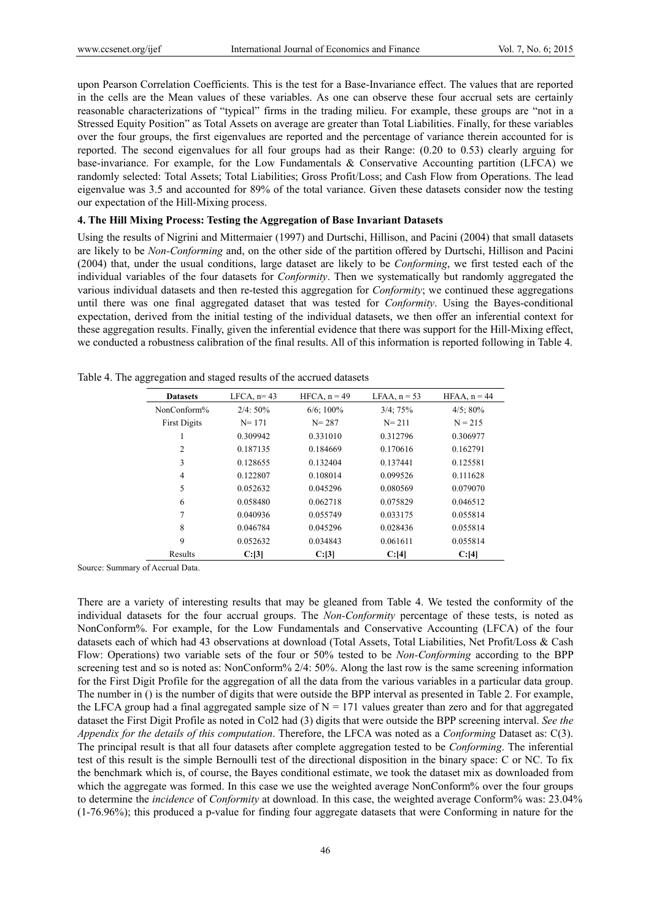upon Pearson Correlation Coefficients. This is the test for a Base-Invariance effect. The values that are reported in the cells are the Mean values of these variables. As one can observe these four accrual sets are certainly reasonable characterizations of "typical" firms in the trading milieu. For example, these groups are "not in a Stressed Equity Position" as Total Assets on average are greater than Total Liabilities. Finally, for these variables over the four groups, the first eigenvalues are reported and the percentage of variance therein accounted for is reported. The second eigenvalues for all four groups had as their Range: (0.20 to 0.53) clearly arguing for base-invariance. For example, for the Low Fundamentals & Conservative Accounting partition (LFCA) we randomly selected: Total Assets; Total Liabilities; Gross Profit/Loss; and Cash Flow from Operations. The lead eigenvalue was 3.5 and accounted for 89% of the total variance. Given these datasets consider now the testing our expectation of the Hill-Mixing process.

## 4. The Hill Mixing Process: Testing the Aggregation of Base Invariant Datasets

Using the results of Nigrini and Mittermaier (1997) and Durtschi, Hillison, and Pacini (2004) that small datasets are likely to be *Non-Conforming* and, on the other side of the partition offered by Durtschi, Hillison and Pacini (2004) that, under the usual conditions, large dataset are likely to be *Conforming*, we first tested each of the individual variables of the four datasets for *Conformity*. Then we systematically but randomly aggregated the various individual datasets and then re-tested this aggregation for *Conformity*; we continued these aggregations until there was one final aggregated dataset that was tested for *Conformity*. Using the Bayes-conditional expectation, derived from the initial testing of the individual datasets, we then offer an inferential context for these aggregation results. Finally, given the inferential evidence that there was support for the Hill-Mixing effect, we conducted a robustness calibration of the final results. All of this information is reported following in Table 4.

Table 4. The aggregation and staged results of the accrued datasets

| **Datasets** | LFCA, n= 43 | HFCA, n = 49 | LFAA, n = 53 | HFAA, n = 44 |
|---|---|---|---|---|
| NonConform% | 2/4: 50% | 6/6; 100% | 3/4; 75% | 4/5; 80% |
| First Digits | N= 171 | N= 287 | N= 211 | N = 215 |
| 1 | 0.309942 | 0.331010 | 0.312796 | 0.306977 |
| 2 | 0.187135 | 0.184669 | 0.170616 | 0.162791 |
| 3 | 0.128655 | 0.132404 | 0.137441 | 0.125581 |
| 4 | 0.122807 | 0.108014 | 0.099526 | 0.111628 |
| 5 | 0.052632 | 0.045296 | 0.080569 | 0.079070 |
| 6 | 0.058480 | 0.062718 | 0.075829 | 0.046512 |
| 7 | 0.040936 | 0.055749 | 0.033175 | 0.055814 |
| 8 | 0.046784 | 0.045296 | 0.028436 | 0.055814 |
| 9 | 0.052632 | 0.034843 | 0.061611 | 0.055814 |
| Results | **C:[3]** | **C:[3]** | **C:[4]** | **C:[4]** |

Source: Summary of Accrual Data.

There are a variety of interesting results that may be gleaned from Table 4. We tested the conformity of the individual datasets for the four accrual groups. The *Non-Conformity* percentage of these tests, is noted as NonConform%. For example, for the Low Fundamentals and Conservative Accounting (LFCA) of the four datasets each of which had 43 observations at download (Total Assets, Total Liabilities, Net Profit/Loss & Cash Flow: Operations) two variable sets of the four or 50% tested to be *Non-Conforming* according to the BPP screening test and so is noted as: NonConform% 2/4: 50%. Along the last row is the same screening information for the First Digit Profile for the aggregation of all the data from the various variables in a particular data group. The number in () is the number of digits that were outside the BPP interval as presented in Table 2. For example, the LFCA group had a final aggregated sample size of N = 171 values greater than zero and for that aggregated dataset the First Digit Profile as noted in Col2 had (3) digits that were outside the BPP screening interval. *See the Appendix for the details of this computation*. Therefore, the LFCA was noted as a *Conforming* Dataset as: C(3). The principal result is that all four datasets after complete aggregation tested to be *Conforming*. The inferential test of this result is the simple Bernoulli test of the directional disposition in the binary space: C or NC. To fix the benchmark which is, of course, the Bayes conditional estimate, we took the dataset mix as downloaded from which the aggregate was formed. In this case we use the weighted average NonConform% over the four groups to determine the *incidence* of *Conformity* at download. In this case, the weighted average Conform% was: 23.04% (1-76.96%); this produced a p-value for finding four aggregate datasets that were Conforming in nature for the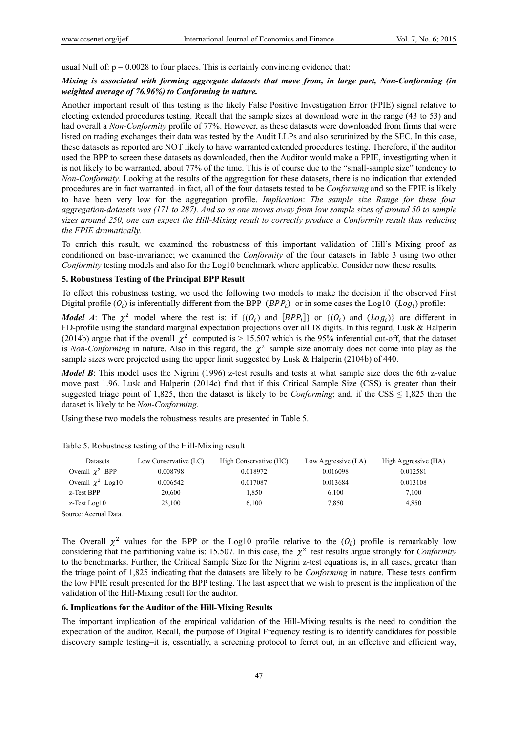usual Null of: $p = 0.0028$ to four places. This is certainly convincing evidence that:

***Mixing is associated with forming aggregate datasets that move from, in large part, Non-Conforming (in weighted average of 76.96%) to Conforming in nature.***

Another important result of this testing is the likely False Positive Investigation Error (FPIE) signal relative to electing extended procedures testing. Recall that the sample sizes at download were in the range (43 to 53) and had overall a *Non-Conformity* profile of 77%. However, as these datasets were downloaded from firms that were listed on trading exchanges their data was tested by the Audit LLPs and also scrutinized by the SEC. In this case, these datasets as reported are NOT likely to have warranted extended procedures testing. Therefore, if the auditor used the BPP to screen these datasets as downloaded, then the Auditor would make a FPIE, investigating when it is not likely to be warranted, about 77% of the time. This is of course due to the "small-sample size" tendency to *Non-Conformity*. Looking at the results of the aggregation for these datasets, there is no indication that extended procedures are in fact warranted–in fact, all of the four datasets tested to be *Conforming* and so the FPIE is likely to have been very low for the aggregation profile. *Implication*: *The sample size Range for these four aggregation-datasets was (171 to 287). And so as one moves away from low sample sizes of around 50 to sample sizes around 250, one can expect the Hill-Mixing result to correctly produce a Conformity result thus reducing the FPIE dramatically.*

To enrich this result, we examined the robustness of this important validation of Hill's Mixing proof as conditioned on base-invariance; we examined the *Conformity* of the four datasets in Table 3 using two other *Conformity* testing models and also for the Log10 benchmark where applicable. Consider now these results.

## 5. Robustness Testing of the Principal BPP Result

To effect this robustness testing, we used the following two models to make the decision if the observed First Digital profile ($O_i$) is inferentially different from the BPP ($BPP_i$) or in some cases the Log10 ($Log_i$) profile:

***Model A***: The $\chi^2$ model where the test is: if $\{(O_i)$ and $[BPP_i]\}$ or $\{(O_i)$ and $(Log_i)\}$ are different in FD-profile using the standard marginal expectation projections over all 18 digits. In this regard, Lusk & Halperin (2014b) argue that if the overall $\chi^2$ computed is > 15.507 which is the 95% inferential cut-off, that the dataset is *Non-Conforming* in nature. Also in this regard, the $\chi^2$ sample size anomaly does not come into play as the sample sizes were projected using the upper limit suggested by Lusk & Halperin (2104b) of 440.

***Model B***: This model uses the Nigrini (1996) z-test results and tests at what sample size does the 6th z-value move past 1.96. Lusk and Halperin (2014c) find that if this Critical Sample Size (CSS) is greater than their suggested triage point of 1,825, then the dataset is likely to be *Conforming*; and, if the CSS ≤ 1,825 then the dataset is likely to be *Non-Conforming*.

Using these two models the robustness results are presented in Table 5.

Table 5. Robustness testing of the Hill-Mixing result

| Datasets | Low Conservative (LC) | High Conservative (HC) | Low Aggressive (LA) | High Aggressive (HA) |
|---|---|---|---|---|
| Overall $\chi^2$ BPP | 0.008798 | 0.018972 | 0.016098 | 0.012581 |
| Overall $\chi^2$ Log10 | 0.006542 | 0.017087 | 0.013684 | 0.013108 |
| z-Test BPP | 20,600 | 1,850 | 6,100 | 7,100 |
| z-Test Log10 | 23,100 | 6,100 | 7,850 | 4,850 |

Source: Accrual Data.

The Overall $\chi^2$ values for the BPP or the Log10 profile relative to the $(O_i)$ profile is remarkably low considering that the partitioning value is: 15.507. In this case, the $\chi^2$ test results argue strongly for *Conformity* to the benchmarks. Further, the Critical Sample Size for the Nigrini z-test equations is, in all cases, greater than the triage point of 1,825 indicating that the datasets are likely to be *Conforming* in nature. These tests confirm the low FPIE result presented for the BPP testing. The last aspect that we wish to present is the implication of the validation of the Hill-Mixing result for the auditor.

## 6. Implications for the Auditor of the Hill-Mixing Results

The important implication of the empirical validation of the Hill-Mixing results is the need to condition the expectation of the auditor. Recall, the purpose of Digital Frequency testing is to identify candidates for possible discovery sample testing–it is, essentially, a screening protocol to ferret out, in an effective and efficient way,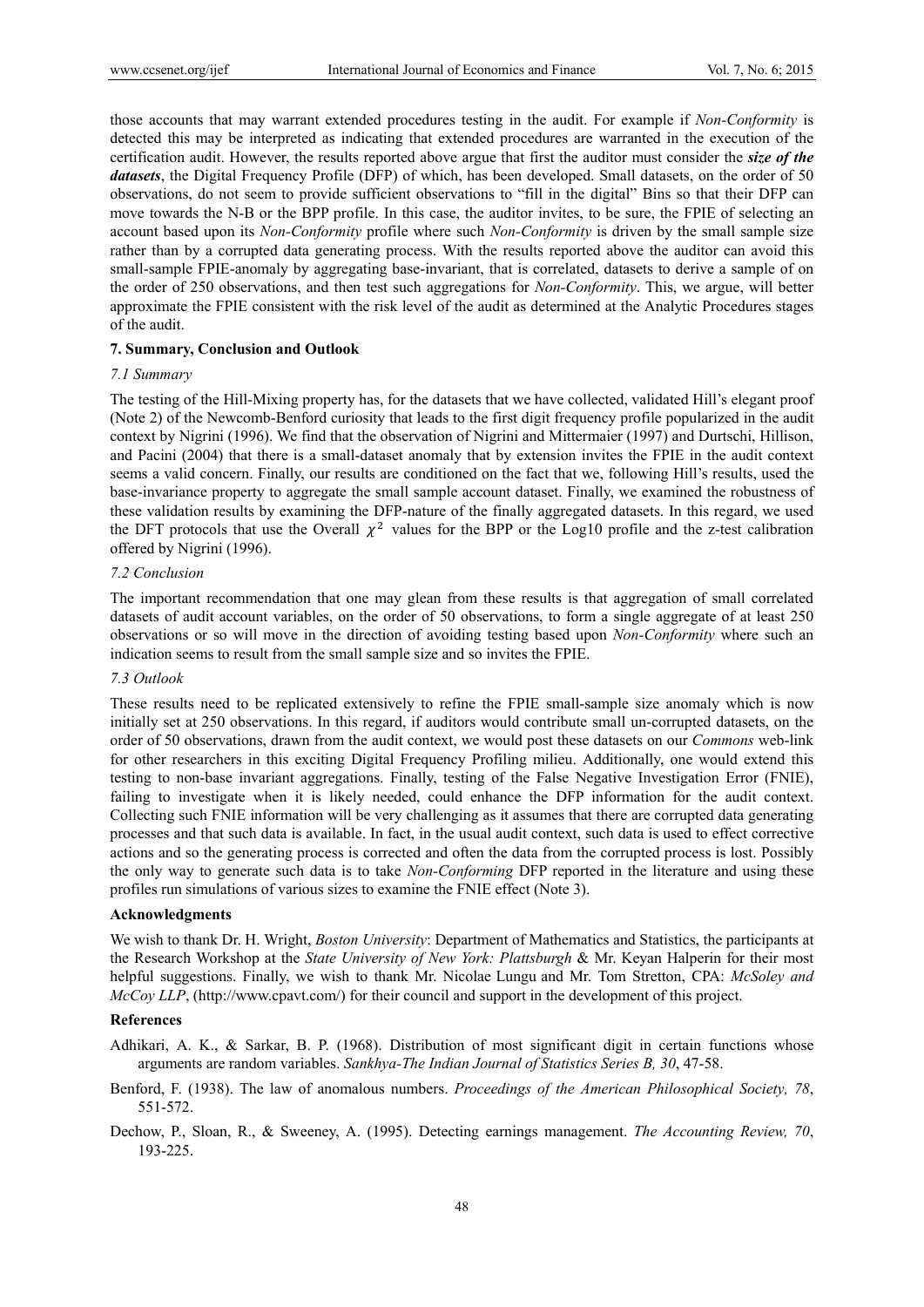those accounts that may warrant extended procedures testing in the audit. For example if *Non-Conformity* is detected this may be interpreted as indicating that extended procedures are warranted in the execution of the certification audit. However, the results reported above argue that first the auditor must consider the ***size of the datasets***, the Digital Frequency Profile (DFP) of which, has been developed. Small datasets, on the order of 50 observations, do not seem to provide sufficient observations to "fill in the digital" Bins so that their DFP can move towards the N-B or the BPP profile. In this case, the auditor invites, to be sure, the FPIE of selecting an account based upon its *Non-Conformity* profile where such *Non-Conformity* is driven by the small sample size rather than by a corrupted data generating process. With the results reported above the auditor can avoid this small-sample FPIE-anomaly by aggregating base-invariant, that is correlated, datasets to derive a sample of on the order of 250 observations, and then test such aggregations for *Non-Conformity*. This, we argue, will better approximate the FPIE consistent with the risk level of the audit as determined at the Analytic Procedures stages of the audit.

## 7. Summary, Conclusion and Outlook

### *7.1 Summary*

The testing of the Hill-Mixing property has, for the datasets that we have collected, validated Hill's elegant proof (Note 2) of the Newcomb-Benford curiosity that leads to the first digit frequency profile popularized in the audit context by Nigrini (1996). We find that the observation of Nigrini and Mittermaier (1997) and Durtschi, Hillison, and Pacini (2004) that there is a small-dataset anomaly that by extension invites the FPIE in the audit context seems a valid concern. Finally, our results are conditioned on the fact that we, following Hill's results, used the base-invariance property to aggregate the small sample account dataset. Finally, we examined the robustness of these validation results by examining the DFP-nature of the finally aggregated datasets. In this regard, we used the DFT protocols that use the Overall $\chi^2$ values for the BPP or the Log10 profile and the z-test calibration offered by Nigrini (1996).

### *7.2 Conclusion*

The important recommendation that one may glean from these results is that aggregation of small correlated datasets of audit account variables, on the order of 50 observations, to form a single aggregate of at least 250 observations or so will move in the direction of avoiding testing based upon *Non-Conformity* where such an indication seems to result from the small sample size and so invites the FPIE.

### *7.3 Outlook*

These results need to be replicated extensively to refine the FPIE small-sample size anomaly which is now initially set at 250 observations. In this regard, if auditors would contribute small un-corrupted datasets, on the order of 50 observations, drawn from the audit context, we would post these datasets on our *Commons* web-link for other researchers in this exciting Digital Frequency Profiling milieu. Additionally, one would extend this testing to non-base invariant aggregations. Finally, testing of the False Negative Investigation Error (FNIE), failing to investigate when it is likely needed, could enhance the DFP information for the audit context. Collecting such FNIE information will be very challenging as it assumes that there are corrupted data generating processes and that such data is available. In fact, in the usual audit context, such data is used to effect corrective actions and so the generating process is corrected and often the data from the corrupted process is lost. Possibly the only way to generate such data is to take *Non-Conforming* DFP reported in the literature and using these profiles run simulations of various sizes to examine the FNIE effect (Note 3).

## Acknowledgments

We wish to thank Dr. H. Wright, *Boston University*: Department of Mathematics and Statistics, the participants at the Research Workshop at the *State University of New York: Plattsburgh* & Mr. Keyan Halperin for their most helpful suggestions. Finally, we wish to thank Mr. Nicolae Lungu and Mr. Tom Stretton, CPA: *McSoley and McCoy LLP*, (http://www.cpavt.com/) for their council and support in the development of this project.

## References

Adhikari, A. K., & Sarkar, B. P. (1968). Distribution of most significant digit in certain functions whose arguments are random variables. *Sankhya-The Indian Journal of Statistics Series B, 30*, 47-58.

Benford, F. (1938). The law of anomalous numbers. *Proceedings of the American Philosophical Society, 78*, 551-572.

Dechow, P., Sloan, R., & Sweeney, A. (1995). Detecting earnings management. *The Accounting Review, 70*, 193-225.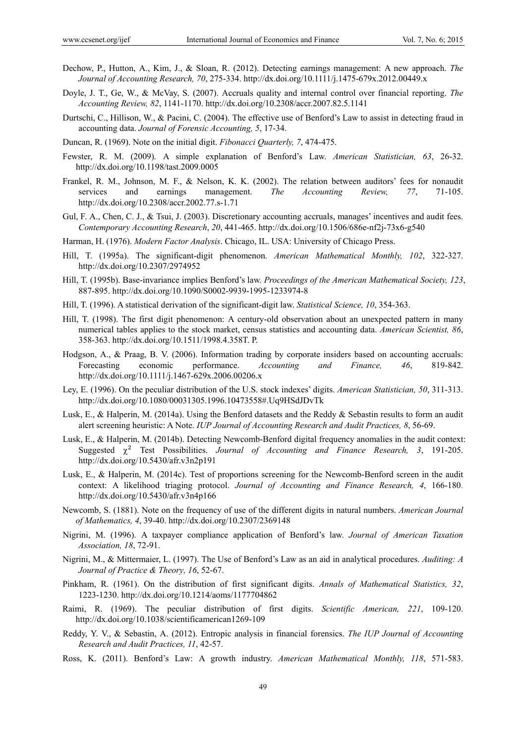Dechow, P., Hutton, A., Kim, J., & Sloan, R. (2012). Detecting earnings management: A new approach. *The Journal of Accounting Research, 70*, 275-334. http://dx.doi.org/10.1111/j.1475-679x.2012.00449.x

Doyle, J. T., Ge, W., & McVay, S. (2007). Accruals quality and internal control over financial reporting. *The Accounting Review, 82*, 1141-1170. http://dx.doi.org/10.2308/accr.2007.82.5.1141

Durtschi, C., Hillison, W., & Pacini, C. (2004). The effective use of Benford's Law to assist in detecting fraud in accounting data. *Journal of Forensic Accounting, 5*, 17-34.

Duncan, R. (1969). Note on the initial digit. *Fibonacci Quarterly, 7*, 474-475.

Fewster, R. M. (2009). A simple explanation of Benford's Law. *American Statistician, 63*, 26-32. http://dx.doi.org/10.1198/tast.2009.0005

Frankel, R. M., Johnson, M. F., & Nelson, K. K. (2002). The relation between auditors' fees for nonaudit services and earnings management. *The Accounting Review, 77*, 71-105. http://dx.doi.org/10.2308/accr.2002.77.s-1.71

Gul, F. A., Chen, C. J., & Tsui, J. (2003). Discretionary accounting accruals, manages' incentives and audit fees. *Contemporary Accounting Research*, *20*, 441-465. http://dx.doi.org/10.1506/686e-nf2j-73x6-g540

Harman, H. (1976). *Modern Factor Analysis*. Chicago, IL. USA: University of Chicago Press.

Hill, T. (1995a). The significant-digit phenomenon. *American Mathematical Monthly, 102*, 322-327. http://dx.doi.org/10.2307/2974952

Hill, T. (1995b). Base-invariance implies Benford's law. *Proceedings of the American Mathematical Society, 123*, 887-895. http://dx.doi.org/10.1090/S0002-9939-1995-1233974-8

Hill, T. (1996). A statistical derivation of the significant-digit law. *Statistical Science, 10*, 354-363.

Hill, T. (1998). The first digit phenomenon: A century-old observation about an unexpected pattern in many numerical tables applies to the stock market, census statistics and accounting data. *American Scientist, 86*, 358-363. http://dx.doi.org/10.1511/1998.4.358T. P.

Hodgson, A., & Praag, B. V. (2006). Information trading by corporate insiders based on accounting accruals: Forecasting economic performance. *Accounting and Finance, 46*, 819-842. http://dx.doi.org/10.1111/j.1467-629x.2006.00206.x

Ley, E. (1996). On the peculiar distribution of the U.S. stock indexes' digits. *American Statistician, 50*, 311-313. http://dx.doi.org/10.1080/00031305.1996.10473558#.Uq9HSdJDvTk

Lusk, E., & Halperin, M. (2014a). Using the Benford datasets and the Reddy & Sebastin results to form an audit alert screening heuristic: A Note. *IUP Journal of Accounting Research and Audit Practices, 8*, 56-69.

Lusk, E., & Halperin, M. (2014b). Detecting Newcomb-Benford digital frequency anomalies in the audit context: Suggested $\chi^2$ Test Possibilities. *Journal of Accounting and Finance Research, 3*, 191-205. http://dx.doi.org/10.5430/afr.v3n2p191

Lusk, E., & Halperin, M. (2014c). Test of proportions screening for the Newcomb-Benford screen in the audit context: A likelihood triaging protocol. *Journal of Accounting and Finance Research, 4*, 166-180. http://dx.doi.org/10.5430/afr.v3n4p166

Newcomb, S. (1881). Note on the frequency of use of the different digits in natural numbers. *American Journal of Mathematics, 4*, 39-40. http://dx.doi.org/10.2307/2369148

Nigrini, M. (1996). A taxpayer compliance application of Benford's law. *Journal of American Taxation Association, 18*, 72-91.

Nigrini, M., & Mittermaier, L. (1997). The Use of Benford's Law as an aid in analytical procedures. *Auditing: A Journal of Practice & Theory, 16*, 52-67.

Pinkham, R. (1961). On the distribution of first significant digits. *Annals of Mathematical Statistics, 32*, 1223-1230. http://dx.doi.org/10.1214/aoms/1177704862

Raimi, R. (1969). The peculiar distribution of first digits. *Scientific American, 221*, 109-120. http://dx.doi.org/10.1038/scientificamerican1269-109

Reddy, Y. V., & Sebastin, A. (2012). Entropic analysis in financial forensics. *The IUP Journal of Accounting Research and Audit Practices, 11*, 42-57.

Ross, K. (2011). Benford's Law: A growth industry. *American Mathematical Monthly, 118*, 571-583.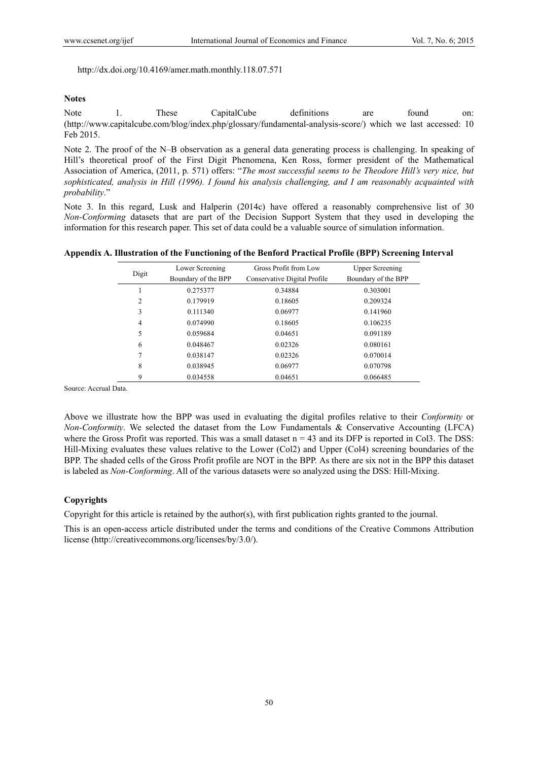http://dx.doi.org/10.4169/amer.math.monthly.118.07.571

## Notes

Note 1. These CapitalCube definitions are found on: (http://www.capitalcube.com/blog/index.php/glossary/fundamental-analysis-score/) which we last accessed: 10 Feb 2015.

Note 2. The proof of the N–B observation as a general data generating process is challenging. In speaking of Hill's theoretical proof of the First Digit Phenomena, Ken Ross, former president of the Mathematical Association of America, (2011, p. 571) offers: "*The most successful seems to be Theodore Hill's very nice, but sophisticated, analysis in Hill (1996). I found his analysis challenging, and I am reasonably acquainted with probability*."

Note 3. In this regard, Lusk and Halperin (2014c) have offered a reasonably comprehensive list of 30 *Non-Conforming* datasets that are part of the Decision Support System that they used in developing the information for this research paper. This set of data could be a valuable source of simulation information.

## Appendix A. Illustration of the Functioning of the Benford Practical Profile (BPP) Screening Interval

| Digit | Lower Screening Boundary of the BPP | Gross Profit from Low Conservative Digital Profile | Upper Screening Boundary of the BPP |
|---|---|---|---|
| 1 | 0.275377 | 0.34884 | 0.303001 |
| 2 | 0.179919 | 0.18605 | 0.209324 |
| 3 | 0.111340 | 0.06977 | 0.141960 |
| 4 | 0.074990 | 0.18605 | 0.106235 |
| 5 | 0.059684 | 0.04651 | 0.091189 |
| 6 | 0.048467 | 0.02326 | 0.080161 |
| 7 | 0.038147 | 0.02326 | 0.070014 |
| 8 | 0.038945 | 0.06977 | 0.070798 |
| 9 | 0.034558 | 0.04651 | 0.066485 |

Source: Accrual Data.

Above we illustrate how the BPP was used in evaluating the digital profiles relative to their *Conformity* or *Non-Conformity*. We selected the dataset from the Low Fundamentals & Conservative Accounting (LFCA) where the Gross Profit was reported. This was a small dataset n = 43 and its DFP is reported in Col3. The DSS: Hill-Mixing evaluates these values relative to the Lower (Col2) and Upper (Col4) screening boundaries of the BPP. The shaded cells of the Gross Profit profile are NOT in the BPP. As there are six not in the BPP this dataset is labeled as *Non-Conforming*. All of the various datasets were so analyzed using the DSS: Hill-Mixing.

## Copyrights

Copyright for this article is retained by the author(s), with first publication rights granted to the journal.

This is an open-access article distributed under the terms and conditions of the Creative Commons Attribution license (http://creativecommons.org/licenses/by/3.0/).